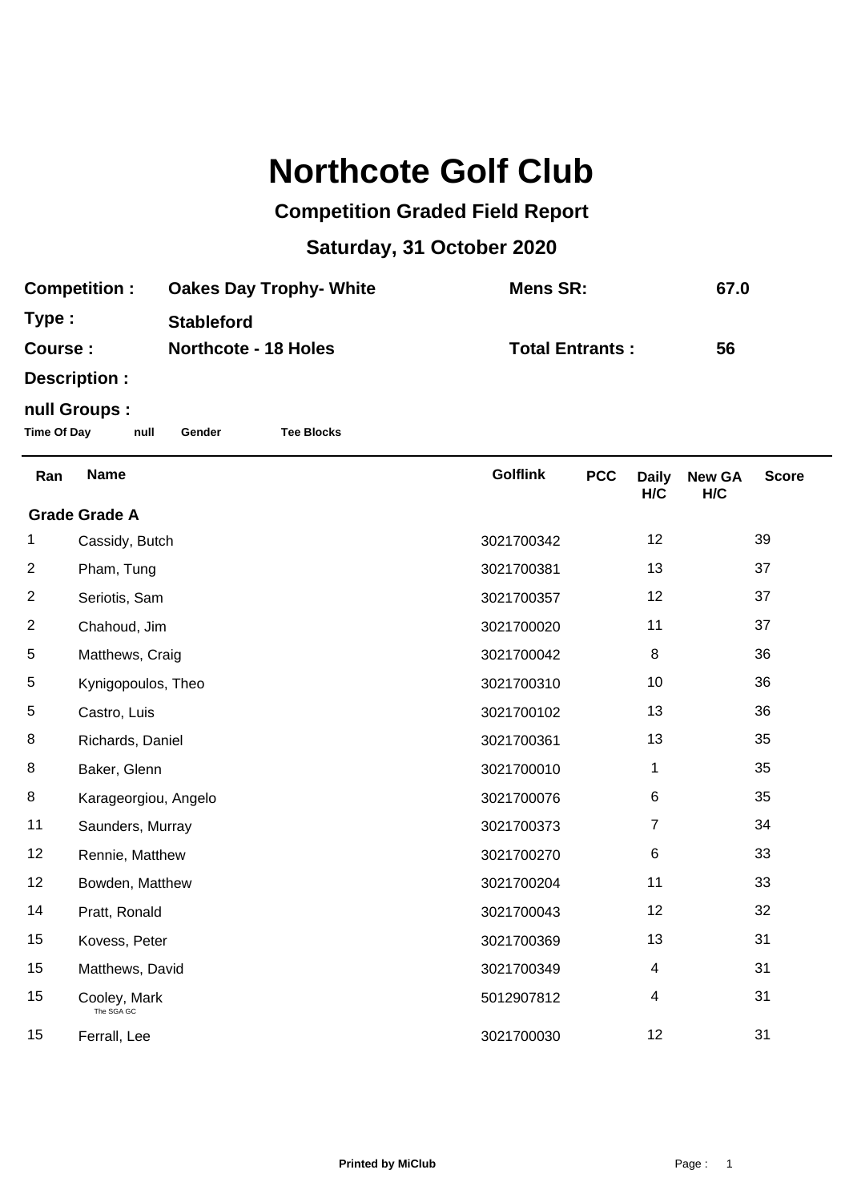# Northcote Golf Club

## Competition Graded Field Report

## Saturday, 31 October 2020

**Competition :** **Oakes Day Trophy- White** **Mens SR:** **67.0**

**Type :** **Stableford**

**Course :** **Northcote - 18 Holes** **Total Entrants :** **56**

**Description :**

**null Groups :**

**Time Of Day** **null** **Gender** **Tee Blocks**

| Ran | Name | Golflink | PCC | Daily H/C | New GA H/C | Score |
|---|---|---|---|---|---|---|
| **Grade Grade A** | | | | | | |
| 1 | Cassidy, Butch | 3021700342 | | 12 | | 39 |
| 2 | Pham, Tung | 3021700381 | | 13 | | 37 |
| 2 | Seriotis, Sam | 3021700357 | | 12 | | 37 |
| 2 | Chahoud, Jim | 3021700020 | | 11 | | 37 |
| 5 | Matthews, Craig | 3021700042 | | 8 | | 36 |
| 5 | Kynigopoulos, Theo | 3021700310 | | 10 | | 36 |
| 5 | Castro, Luis | 3021700102 | | 13 | | 36 |
| 8 | Richards, Daniel | 3021700361 | | 13 | | 35 |
| 8 | Baker, Glenn | 3021700010 | | 1 | | 35 |
| 8 | Karageorgiou, Angelo | 3021700076 | | 6 | | 35 |
| 11 | Saunders, Murray | 3021700373 | | 7 | | 34 |
| 12 | Rennie, Matthew | 3021700270 | | 6 | | 33 |
| 12 | Bowden, Matthew | 3021700204 | | 11 | | 33 |
| 14 | Pratt, Ronald | 3021700043 | | 12 | | 32 |
| 15 | Kovess, Peter | 3021700369 | | 13 | | 31 |
| 15 | Matthews, David | 3021700349 | | 4 | | 31 |
| 15 | Cooley, Mark (The SGA GC) | 5012907812 | | 4 | | 31 |
| 15 | Ferrall, Lee | 3021700030 | | 12 | | 31 |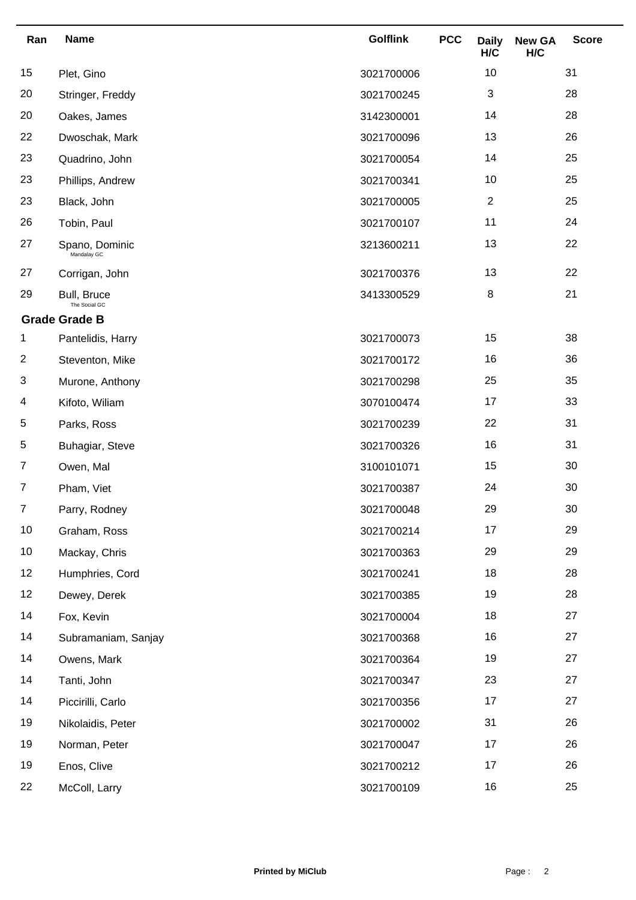| Ran | Name | Golflink | PCC | Daily H/C | New GA H/C | Score |
|---|---|---|---|---|---|---|
| 15 | Plet, Gino | 3021700006 | | 10 | | 31 |
| 20 | Stringer, Freddy | 3021700245 | | 3 | | 28 |
| 20 | Oakes, James | 3142300001 | | 14 | | 28 |
| 22 | Dwoschak, Mark | 3021700096 | | 13 | | 26 |
| 23 | Quadrino, John | 3021700054 | | 14 | | 25 |
| 23 | Phillips, Andrew | 3021700341 | | 10 | | 25 |
| 23 | Black, John | 3021700005 | | 2 | | 25 |
| 26 | Tobin, Paul | 3021700107 | | 11 | | 24 |
| 27 | Spano, Dominic<br>Mandalay GC | 3213600211 | | 13 | | 22 |
| 27 | Corrigan, John | 3021700376 | | 13 | | 22 |
| 29 | Bull, Bruce<br>The Social GC | 3413300529 | | 8 | | 21 |
| **Grade Grade B** | | | | | | |
| 1 | Pantelidis, Harry | 3021700073 | | 15 | | 38 |
| 2 | Steventon, Mike | 3021700172 | | 16 | | 36 |
| 3 | Murone, Anthony | 3021700298 | | 25 | | 35 |
| 4 | Kifoto, Wiliam | 3070100474 | | 17 | | 33 |
| 5 | Parks, Ross | 3021700239 | | 22 | | 31 |
| 5 | Buhagiar, Steve | 3021700326 | | 16 | | 31 |
| 7 | Owen, Mal | 3100101071 | | 15 | | 30 |
| 7 | Pham, Viet | 3021700387 | | 24 | | 30 |
| 7 | Parry, Rodney | 3021700048 | | 29 | | 30 |
| 10 | Graham, Ross | 3021700214 | | 17 | | 29 |
| 10 | Mackay, Chris | 3021700363 | | 29 | | 29 |
| 12 | Humphries, Cord | 3021700241 | | 18 | | 28 |
| 12 | Dewey, Derek | 3021700385 | | 19 | | 28 |
| 14 | Fox, Kevin | 3021700004 | | 18 | | 27 |
| 14 | Subramaniam, Sanjay | 3021700368 | | 16 | | 27 |
| 14 | Owens, Mark | 3021700364 | | 19 | | 27 |
| 14 | Tanti, John | 3021700347 | | 23 | | 27 |
| 14 | Piccirilli, Carlo | 3021700356 | | 17 | | 27 |
| 19 | Nikolaidis, Peter | 3021700002 | | 31 | | 26 |
| 19 | Norman, Peter | 3021700047 | | 17 | | 26 |
| 19 | Enos, Clive | 3021700212 | | 17 | | 26 |
| 22 | McColl, Larry | 3021700109 | | 16 | | 25 |

**Printed by MiClub**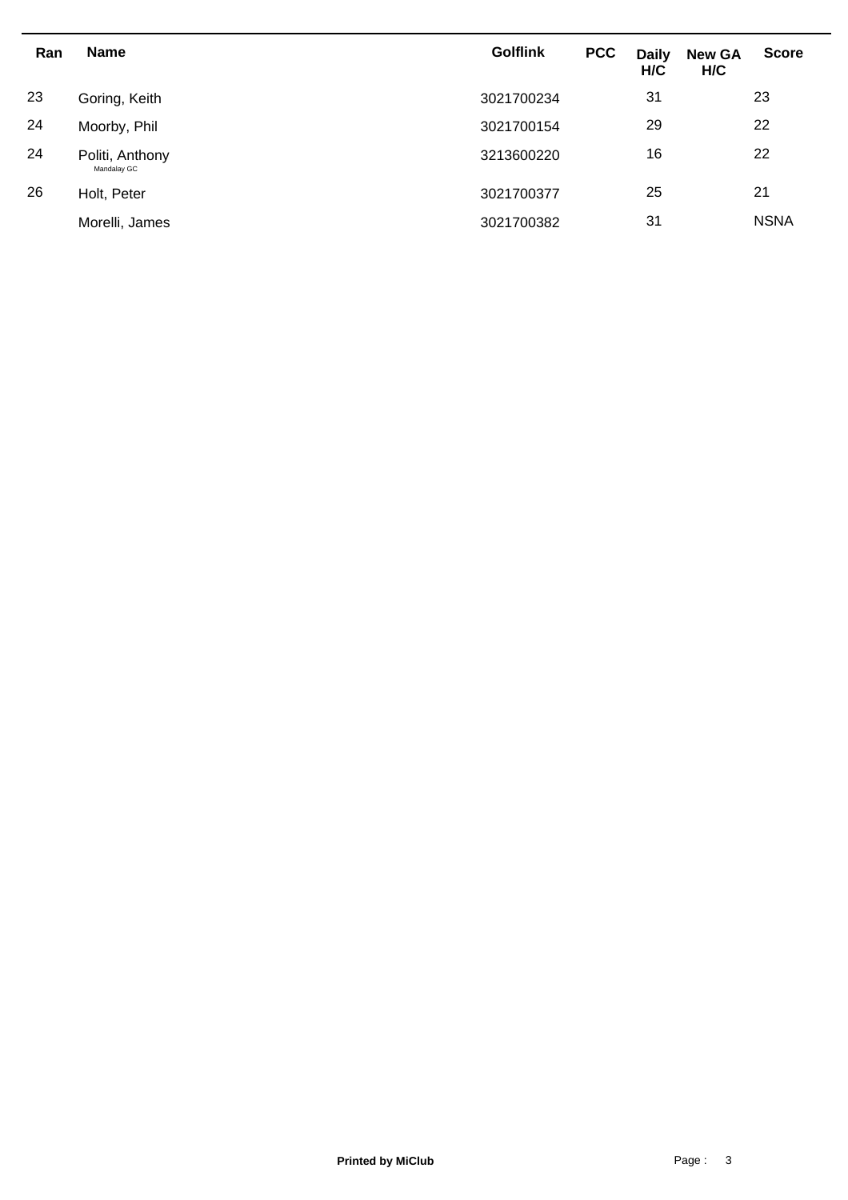| Ran | Name | Golflink | PCC | Daily H/C | New GA H/C | Score |
|---|---|---|---|---|---|---|
| 23 | Goring, Keith | 3021700234 | | 31 | | 23 |
| 24 | Moorby, Phil | 3021700154 | | 29 | | 22 |
| 24 | Politi, Anthony<br>Mandalay GC | 3213600220 | | 16 | | 22 |
| 26 | Holt, Peter | 3021700377 | | 25 | | 21 |
| | Morelli, James | 3021700382 | | 31 | | NSNA |

**Printed by MiClub**